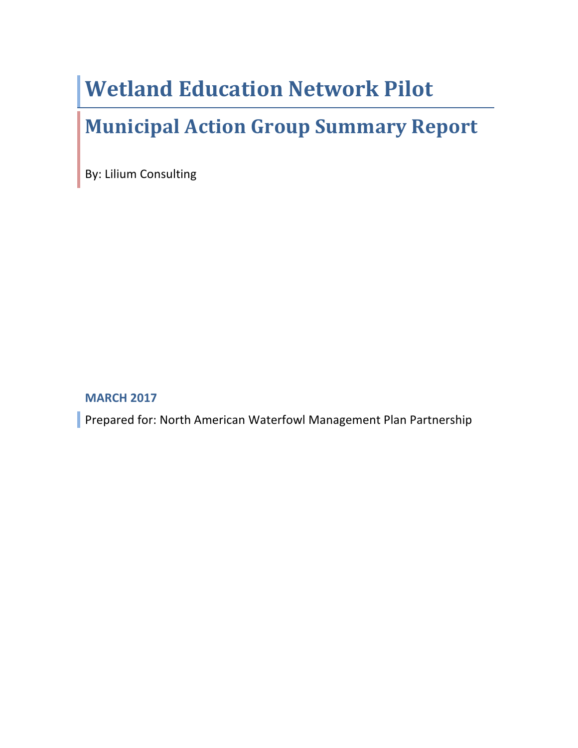# Wetland Education Network Pilot

## Municipal Action Group Summary Report

By: Lilium Consulting

**MARCH 2017**

Prepared for: North American Waterfowl Management Plan Partnership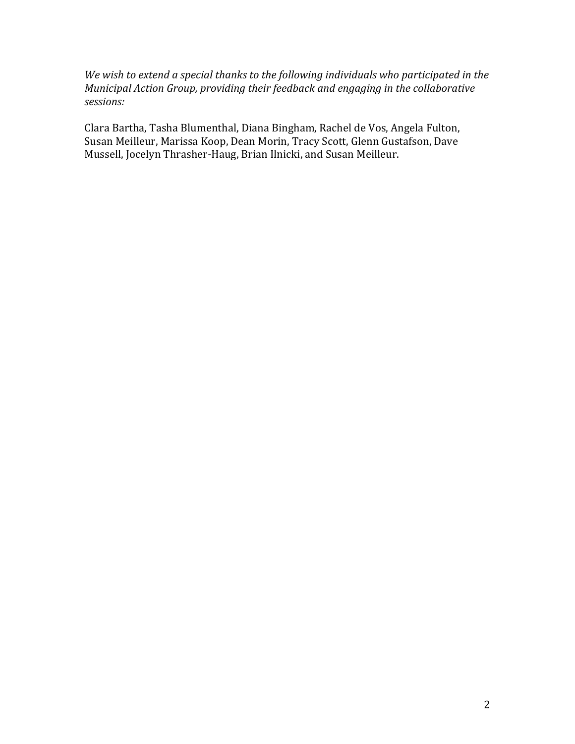*We wish to extend a special thanks to the following individuals who participated in the Municipal Action Group, providing their feedback and engaging in the collaborative sessions:*

Clara Bartha, Tasha Blumenthal, Diana Bingham, Rachel de Vos, Angela Fulton, Susan Meilleur, Marissa Koop, Dean Morin, Tracy Scott, Glenn Gustafson, Dave Mussell, Jocelyn Thrasher-Haug, Brian Ilnicki, and Susan Meilleur.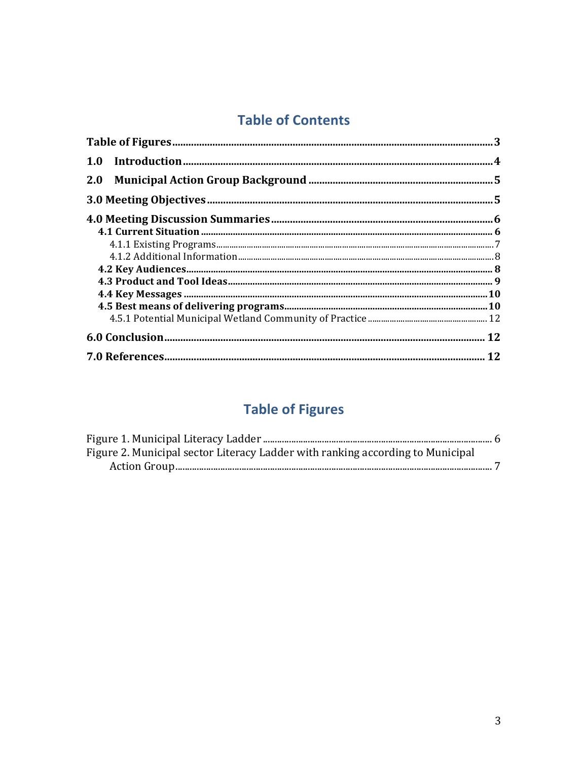## Table of Contents

- **Table of Figures** ........ **3**
- **1.0 Introduction** ........ **4**
- **2.0 Municipal Action Group Background** ........ **5**
- **3.0 Meeting Objectives** ........ **5**
- **4.0 Meeting Discussion Summaries** ........ **6**
  - **4.1 Current Situation** ........ **6**
    - 4.1.1 Existing Programs ........ 7
    - 4.1.2 Additional Information ........ 8
  - **4.2 Key Audiences** ........ **8**
  - **4.3 Product and Tool Ideas** ........ **9**
  - **4.4 Key Messages** ........ **10**
  - **4.5 Best means of delivering programs** ........ **10**
    - 4.5.1 Potential Municipal Wetland Community of Practice ........ 12
- **6.0 Conclusion** ........ **12**
- **7.0 References** ........ **12**

## Table of Figures

- Figure 1. Municipal Literacy Ladder ........ 6
- Figure 2. Municipal sector Literacy Ladder with ranking according to Municipal Action Group ........ 7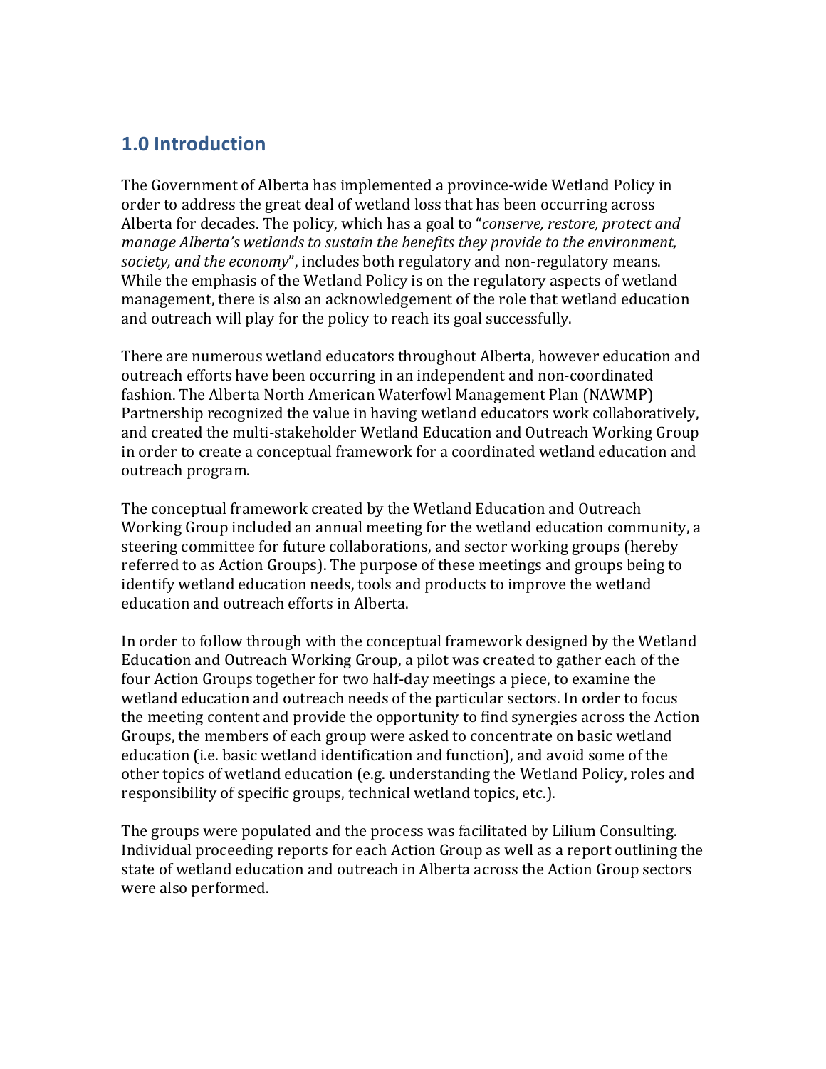## 1.0 Introduction

The Government of Alberta has implemented a province-wide Wetland Policy in order to address the great deal of wetland loss that has been occurring across Alberta for decades. The policy, which has a goal to "*conserve, restore, protect and manage Alberta's wetlands to sustain the benefits they provide to the environment, society, and the economy*", includes both regulatory and non-regulatory means. While the emphasis of the Wetland Policy is on the regulatory aspects of wetland management, there is also an acknowledgement of the role that wetland education and outreach will play for the policy to reach its goal successfully.

There are numerous wetland educators throughout Alberta, however education and outreach efforts have been occurring in an independent and non-coordinated fashion. The Alberta North American Waterfowl Management Plan (NAWMP) Partnership recognized the value in having wetland educators work collaboratively, and created the multi-stakeholder Wetland Education and Outreach Working Group in order to create a conceptual framework for a coordinated wetland education and outreach program.

The conceptual framework created by the Wetland Education and Outreach Working Group included an annual meeting for the wetland education community, a steering committee for future collaborations, and sector working groups (hereby referred to as Action Groups). The purpose of these meetings and groups being to identify wetland education needs, tools and products to improve the wetland education and outreach efforts in Alberta.

In order to follow through with the conceptual framework designed by the Wetland Education and Outreach Working Group, a pilot was created to gather each of the four Action Groups together for two half-day meetings a piece, to examine the wetland education and outreach needs of the particular sectors. In order to focus the meeting content and provide the opportunity to find synergies across the Action Groups, the members of each group were asked to concentrate on basic wetland education (i.e. basic wetland identification and function), and avoid some of the other topics of wetland education (e.g. understanding the Wetland Policy, roles and responsibility of specific groups, technical wetland topics, etc.).

The groups were populated and the process was facilitated by Lilium Consulting. Individual proceeding reports for each Action Group as well as a report outlining the state of wetland education and outreach in Alberta across the Action Group sectors were also performed.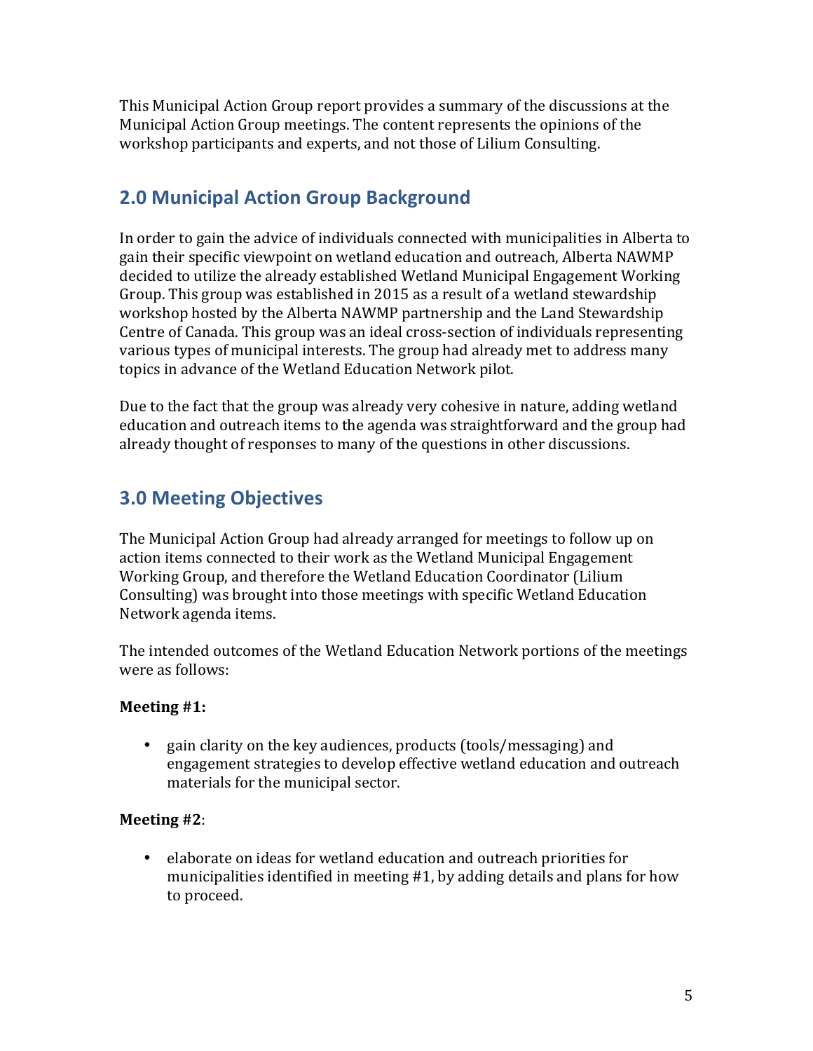This Municipal Action Group report provides a summary of the discussions at the Municipal Action Group meetings. The content represents the opinions of the workshop participants and experts, and not those of Lilium Consulting.

## 2.0 Municipal Action Group Background

In order to gain the advice of individuals connected with municipalities in Alberta to gain their specific viewpoint on wetland education and outreach, Alberta NAWMP decided to utilize the already established Wetland Municipal Engagement Working Group. This group was established in 2015 as a result of a wetland stewardship workshop hosted by the Alberta NAWMP partnership and the Land Stewardship Centre of Canada. This group was an ideal cross-section of individuals representing various types of municipal interests. The group had already met to address many topics in advance of the Wetland Education Network pilot.

Due to the fact that the group was already very cohesive in nature, adding wetland education and outreach items to the agenda was straightforward and the group had already thought of responses to many of the questions in other discussions.

## 3.0 Meeting Objectives

The Municipal Action Group had already arranged for meetings to follow up on action items connected to their work as the Wetland Municipal Engagement Working Group, and therefore the Wetland Education Coordinator (Lilium Consulting) was brought into those meetings with specific Wetland Education Network agenda items.

The intended outcomes of the Wetland Education Network portions of the meetings were as follows:

**Meeting #1:**

- gain clarity on the key audiences, products (tools/messaging) and engagement strategies to develop effective wetland education and outreach materials for the municipal sector.

**Meeting #2**:

- elaborate on ideas for wetland education and outreach priorities for municipalities identified in meeting #1, by adding details and plans for how to proceed.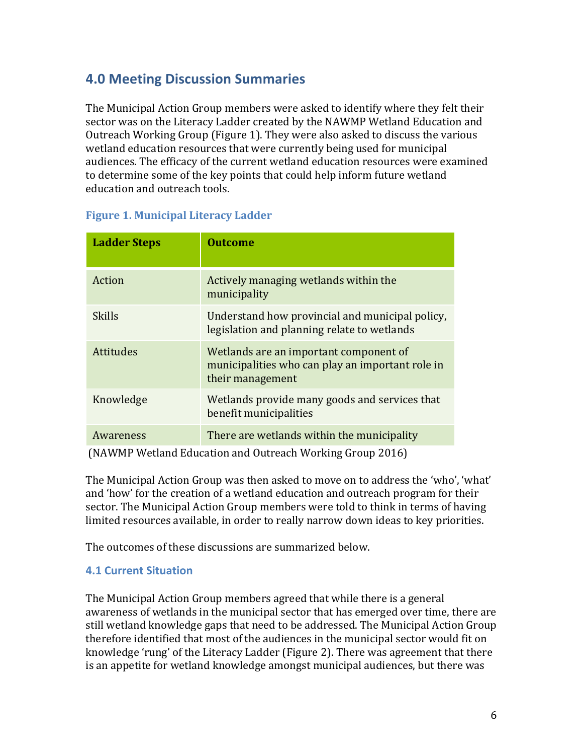## 4.0 Meeting Discussion Summaries

The Municipal Action Group members were asked to identify where they felt their sector was on the Literacy Ladder created by the NAWMP Wetland Education and Outreach Working Group (Figure 1). They were also asked to discuss the various wetland education resources that were currently being used for municipal audiences. The efficacy of the current wetland education resources were examined to determine some of the key points that could help inform future wetland education and outreach tools.

### Figure 1. Municipal Literacy Ladder

| Ladder Steps | Outcome |
|---|---|
| Action | Actively managing wetlands within the municipality |
| Skills | Understand how provincial and municipal policy, legislation and planning relate to wetlands |
| Attitudes | Wetlands are an important component of municipalities who can play an important role in their management |
| Knowledge | Wetlands provide many goods and services that benefit municipalities |
| Awareness | There are wetlands within the municipality |

(NAWMP Wetland Education and Outreach Working Group 2016)

The Municipal Action Group was then asked to move on to address the 'who', 'what' and 'how' for the creation of a wetland education and outreach program for their sector. The Municipal Action Group members were told to think in terms of having limited resources available, in order to really narrow down ideas to key priorities.

The outcomes of these discussions are summarized below.

### 4.1 Current Situation

The Municipal Action Group members agreed that while there is a general awareness of wetlands in the municipal sector that has emerged over time, there are still wetland knowledge gaps that need to be addressed. The Municipal Action Group therefore identified that most of the audiences in the municipal sector would fit on knowledge 'rung' of the Literacy Ladder (Figure 2). There was agreement that there is an appetite for wetland knowledge amongst municipal audiences, but there was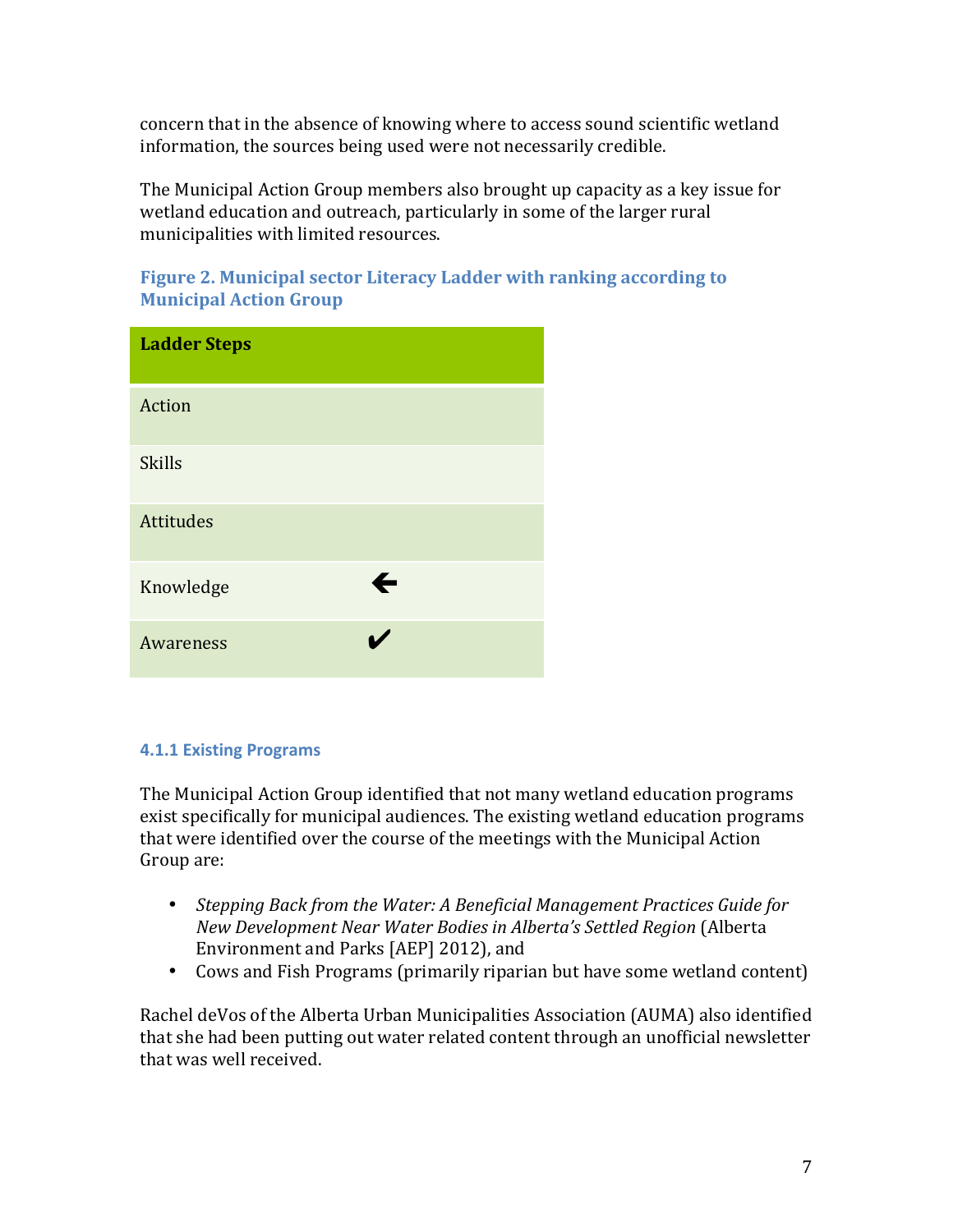concern that in the absence of knowing where to access sound scientific wetland information, the sources being used were not necessarily credible.

The Municipal Action Group members also brought up capacity as a key issue for wetland education and outreach, particularly in some of the larger rural municipalities with limited resources.

**Figure 2. Municipal sector Literacy Ladder with ranking according to Municipal Action Group**

| Ladder Steps | |
|---|---|
| Action | |
| Skills | |
| Attitudes | |
| Knowledge | 🡐 |
| Awareness | ✔ |

### 4.1.1 Existing Programs

The Municipal Action Group identified that not many wetland education programs exist specifically for municipal audiences. The existing wetland education programs that were identified over the course of the meetings with the Municipal Action Group are:

- *Stepping Back from the Water: A Beneficial Management Practices Guide for New Development Near Water Bodies in Alberta's Settled Region* (Alberta Environment and Parks [AEP] 2012), and
- Cows and Fish Programs (primarily riparian but have some wetland content)

Rachel deVos of the Alberta Urban Municipalities Association (AUMA) also identified that she had been putting out water related content through an unofficial newsletter that was well received.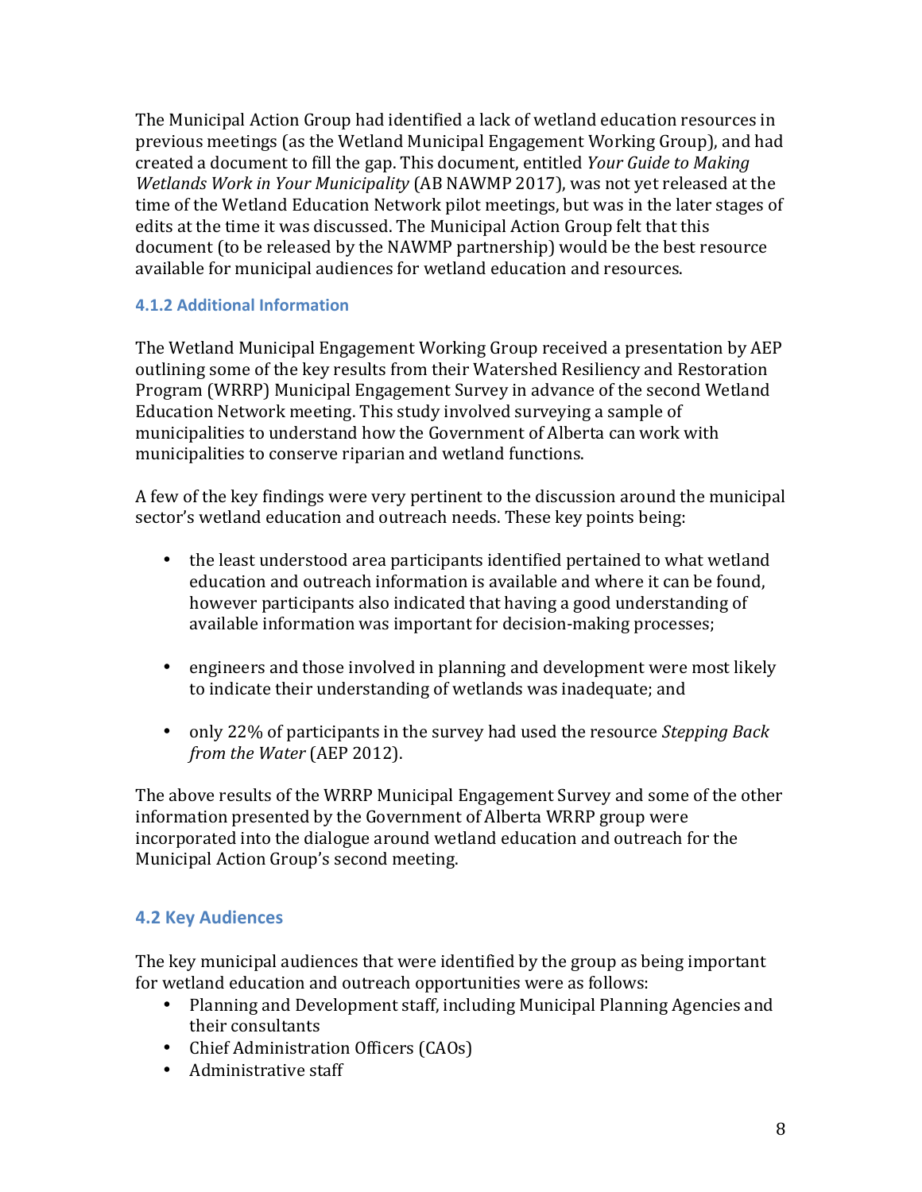The Municipal Action Group had identified a lack of wetland education resources in previous meetings (as the Wetland Municipal Engagement Working Group), and had created a document to fill the gap. This document, entitled *Your Guide to Making Wetlands Work in Your Municipality* (AB NAWMP 2017), was not yet released at the time of the Wetland Education Network pilot meetings, but was in the later stages of edits at the time it was discussed. The Municipal Action Group felt that this document (to be released by the NAWMP partnership) would be the best resource available for municipal audiences for wetland education and resources.

### 4.1.2 Additional Information

The Wetland Municipal Engagement Working Group received a presentation by AEP outlining some of the key results from their Watershed Resiliency and Restoration Program (WRRP) Municipal Engagement Survey in advance of the second Wetland Education Network meeting. This study involved surveying a sample of municipalities to understand how the Government of Alberta can work with municipalities to conserve riparian and wetland functions.

A few of the key findings were very pertinent to the discussion around the municipal sector's wetland education and outreach needs. These key points being:

- the least understood area participants identified pertained to what wetland education and outreach information is available and where it can be found, however participants also indicated that having a good understanding of available information was important for decision-making processes;
- engineers and those involved in planning and development were most likely to indicate their understanding of wetlands was inadequate; and
- only 22% of participants in the survey had used the resource *Stepping Back from the Water* (AEP 2012).

The above results of the WRRP Municipal Engagement Survey and some of the other information presented by the Government of Alberta WRRP group were incorporated into the dialogue around wetland education and outreach for the Municipal Action Group's second meeting.

## 4.2 Key Audiences

The key municipal audiences that were identified by the group as being important for wetland education and outreach opportunities were as follows:

- Planning and Development staff, including Municipal Planning Agencies and their consultants
- Chief Administration Officers (CAOs)
- Administrative staff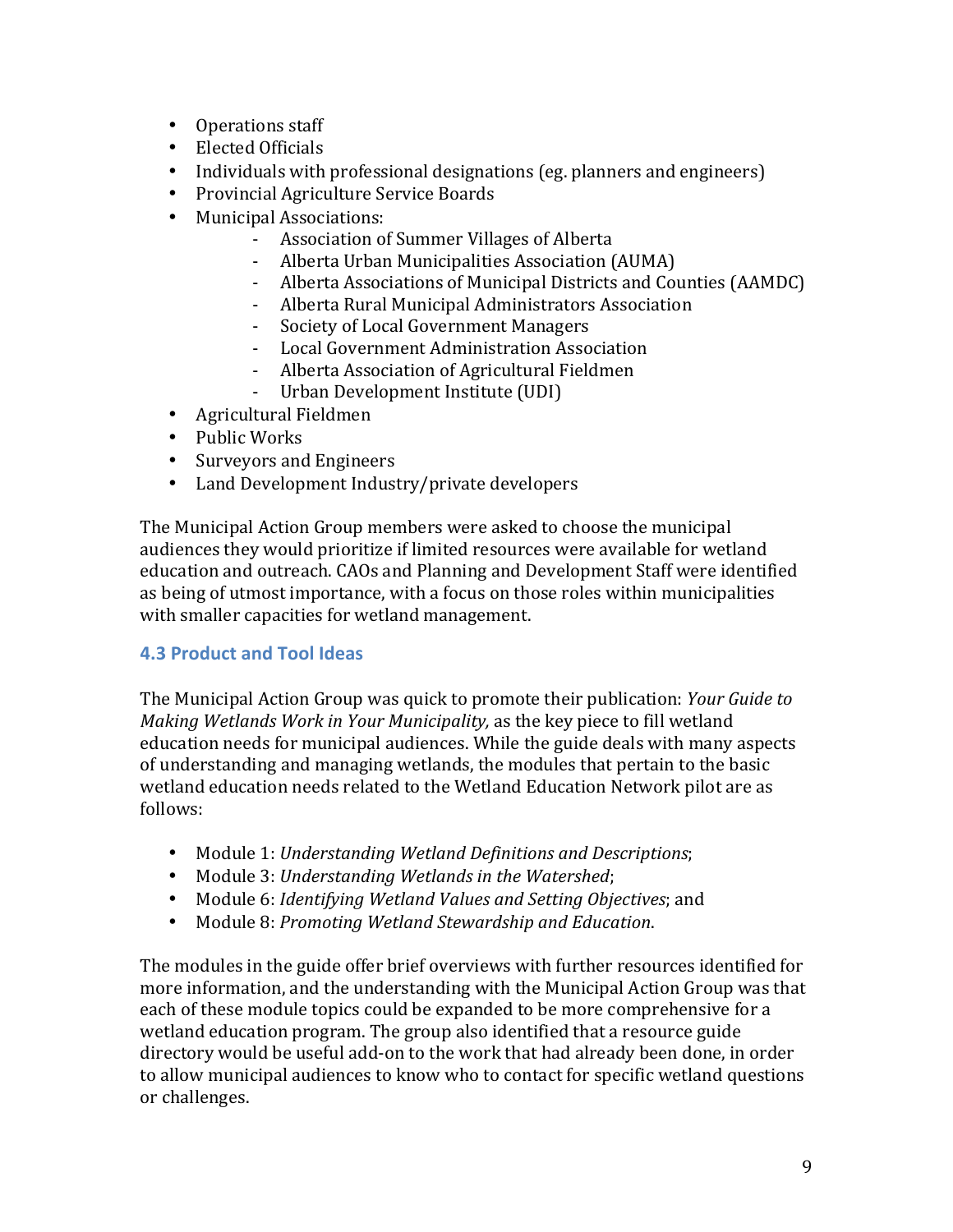- Operations staff
- Elected Officials
- Individuals with professional designations (eg. planners and engineers)
- Provincial Agriculture Service Boards
- Municipal Associations:
    - Association of Summer Villages of Alberta
    - Alberta Urban Municipalities Association (AUMA)
    - Alberta Associations of Municipal Districts and Counties (AAMDC)
    - Alberta Rural Municipal Administrators Association
    - Society of Local Government Managers
    - Local Government Administration Association
    - Alberta Association of Agricultural Fieldmen
    - Urban Development Institute (UDI)
- Agricultural Fieldmen
- Public Works
- Surveyors and Engineers
- Land Development Industry/private developers

The Municipal Action Group members were asked to choose the municipal audiences they would prioritize if limited resources were available for wetland education and outreach. CAOs and Planning and Development Staff were identified as being of utmost importance, with a focus on those roles within municipalities with smaller capacities for wetland management.

### 4.3 Product and Tool Ideas

The Municipal Action Group was quick to promote their publication: *Your Guide to Making Wetlands Work in Your Municipality,* as the key piece to fill wetland education needs for municipal audiences. While the guide deals with many aspects of understanding and managing wetlands, the modules that pertain to the basic wetland education needs related to the Wetland Education Network pilot are as follows:

- Module 1: *Understanding Wetland Definitions and Descriptions*;
- Module 3: *Understanding Wetlands in the Watershed*;
- Module 6: *Identifying Wetland Values and Setting Objectives*; and
- Module 8: *Promoting Wetland Stewardship and Education*.

The modules in the guide offer brief overviews with further resources identified for more information, and the understanding with the Municipal Action Group was that each of these module topics could be expanded to be more comprehensive for a wetland education program. The group also identified that a resource guide directory would be useful add-on to the work that had already been done, in order to allow municipal audiences to know who to contact for specific wetland questions or challenges.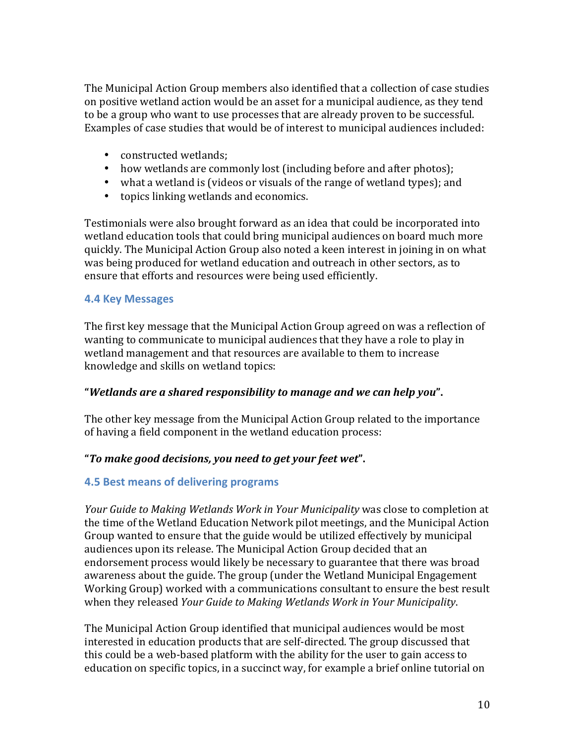The Municipal Action Group members also identified that a collection of case studies on positive wetland action would be an asset for a municipal audience, as they tend to be a group who want to use processes that are already proven to be successful. Examples of case studies that would be of interest to municipal audiences included:

- constructed wetlands;
- how wetlands are commonly lost (including before and after photos);
- what a wetland is (videos or visuals of the range of wetland types); and
- topics linking wetlands and economics.

Testimonials were also brought forward as an idea that could be incorporated into wetland education tools that could bring municipal audiences on board much more quickly. The Municipal Action Group also noted a keen interest in joining in on what was being produced for wetland education and outreach in other sectors, as to ensure that efforts and resources were being used efficiently.

### 4.4 Key Messages

The first key message that the Municipal Action Group agreed on was a reflection of wanting to communicate to municipal audiences that they have a role to play in wetland management and that resources are available to them to increase knowledge and skills on wetland topics:

**"*Wetlands are a shared responsibility to manage and we can help you*".**

The other key message from the Municipal Action Group related to the importance of having a field component in the wetland education process:

**"*To make good decisions, you need to get your feet wet*".**

### 4.5 Best means of delivering programs

*Your Guide to Making Wetlands Work in Your Municipality* was close to completion at the time of the Wetland Education Network pilot meetings, and the Municipal Action Group wanted to ensure that the guide would be utilized effectively by municipal audiences upon its release. The Municipal Action Group decided that an endorsement process would likely be necessary to guarantee that there was broad awareness about the guide. The group (under the Wetland Municipal Engagement Working Group) worked with a communications consultant to ensure the best result when they released *Your Guide to Making Wetlands Work in Your Municipality*.

The Municipal Action Group identified that municipal audiences would be most interested in education products that are self-directed. The group discussed that this could be a web-based platform with the ability for the user to gain access to education on specific topics, in a succinct way, for example a brief online tutorial on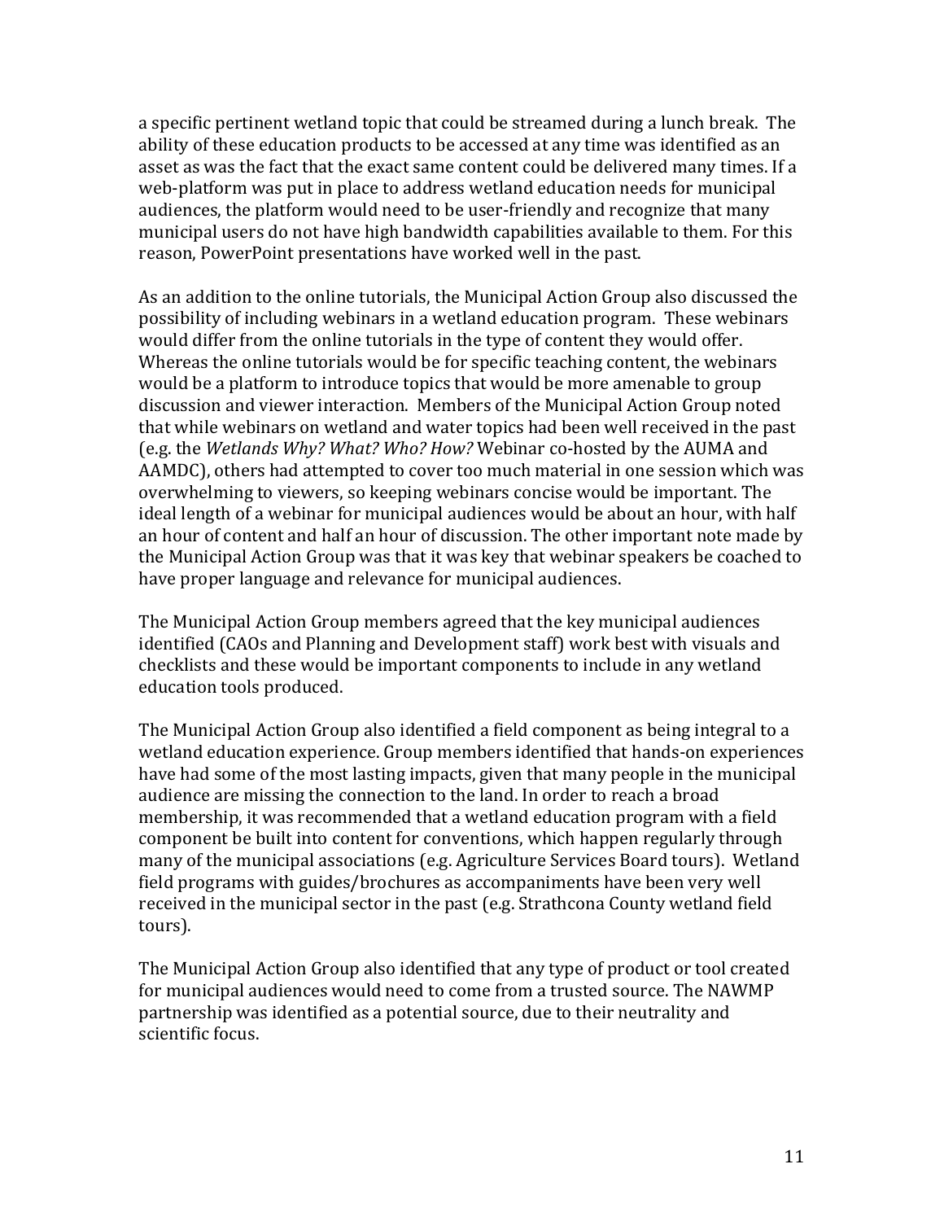a specific pertinent wetland topic that could be streamed during a lunch break. The ability of these education products to be accessed at any time was identified as an asset as was the fact that the exact same content could be delivered many times. If a web-platform was put in place to address wetland education needs for municipal audiences, the platform would need to be user-friendly and recognize that many municipal users do not have high bandwidth capabilities available to them. For this reason, PowerPoint presentations have worked well in the past.

As an addition to the online tutorials, the Municipal Action Group also discussed the possibility of including webinars in a wetland education program. These webinars would differ from the online tutorials in the type of content they would offer. Whereas the online tutorials would be for specific teaching content, the webinars would be a platform to introduce topics that would be more amenable to group discussion and viewer interaction. Members of the Municipal Action Group noted that while webinars on wetland and water topics had been well received in the past (e.g. the *Wetlands Why? What? Who? How?* Webinar co-hosted by the AUMA and AAMDC), others had attempted to cover too much material in one session which was overwhelming to viewers, so keeping webinars concise would be important. The ideal length of a webinar for municipal audiences would be about an hour, with half an hour of content and half an hour of discussion. The other important note made by the Municipal Action Group was that it was key that webinar speakers be coached to have proper language and relevance for municipal audiences.

The Municipal Action Group members agreed that the key municipal audiences identified (CAOs and Planning and Development staff) work best with visuals and checklists and these would be important components to include in any wetland education tools produced.

The Municipal Action Group also identified a field component as being integral to a wetland education experience. Group members identified that hands-on experiences have had some of the most lasting impacts, given that many people in the municipal audience are missing the connection to the land. In order to reach a broad membership, it was recommended that a wetland education program with a field component be built into content for conventions, which happen regularly through many of the municipal associations (e.g. Agriculture Services Board tours). Wetland field programs with guides/brochures as accompaniments have been very well received in the municipal sector in the past (e.g. Strathcona County wetland field tours).

The Municipal Action Group also identified that any type of product or tool created for municipal audiences would need to come from a trusted source. The NAWMP partnership was identified as a potential source, due to their neutrality and scientific focus.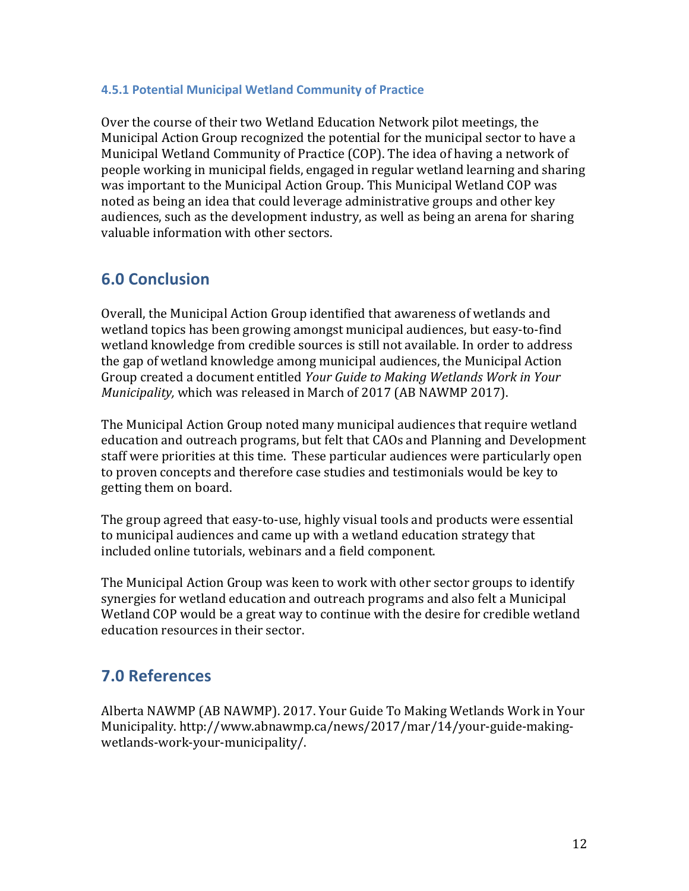#### 4.5.1 Potential Municipal Wetland Community of Practice

Over the course of their two Wetland Education Network pilot meetings, the Municipal Action Group recognized the potential for the municipal sector to have a Municipal Wetland Community of Practice (COP). The idea of having a network of people working in municipal fields, engaged in regular wetland learning and sharing was important to the Municipal Action Group. This Municipal Wetland COP was noted as being an idea that could leverage administrative groups and other key audiences, such as the development industry, as well as being an arena for sharing valuable information with other sectors.

## 6.0 Conclusion

Overall, the Municipal Action Group identified that awareness of wetlands and wetland topics has been growing amongst municipal audiences, but easy-to-find wetland knowledge from credible sources is still not available. In order to address the gap of wetland knowledge among municipal audiences, the Municipal Action Group created a document entitled *Your Guide to Making Wetlands Work in Your Municipality,* which was released in March of 2017 (AB NAWMP 2017).

The Municipal Action Group noted many municipal audiences that require wetland education and outreach programs, but felt that CAOs and Planning and Development staff were priorities at this time. These particular audiences were particularly open to proven concepts and therefore case studies and testimonials would be key to getting them on board.

The group agreed that easy-to-use, highly visual tools and products were essential to municipal audiences and came up with a wetland education strategy that included online tutorials, webinars and a field component.

The Municipal Action Group was keen to work with other sector groups to identify synergies for wetland education and outreach programs and also felt a Municipal Wetland COP would be a great way to continue with the desire for credible wetland education resources in their sector.

## 7.0 References

Alberta NAWMP (AB NAWMP). 2017. Your Guide To Making Wetlands Work in Your Municipality. http://www.abnawmp.ca/news/2017/mar/14/your-guide-making-wetlands-work-your-municipality/.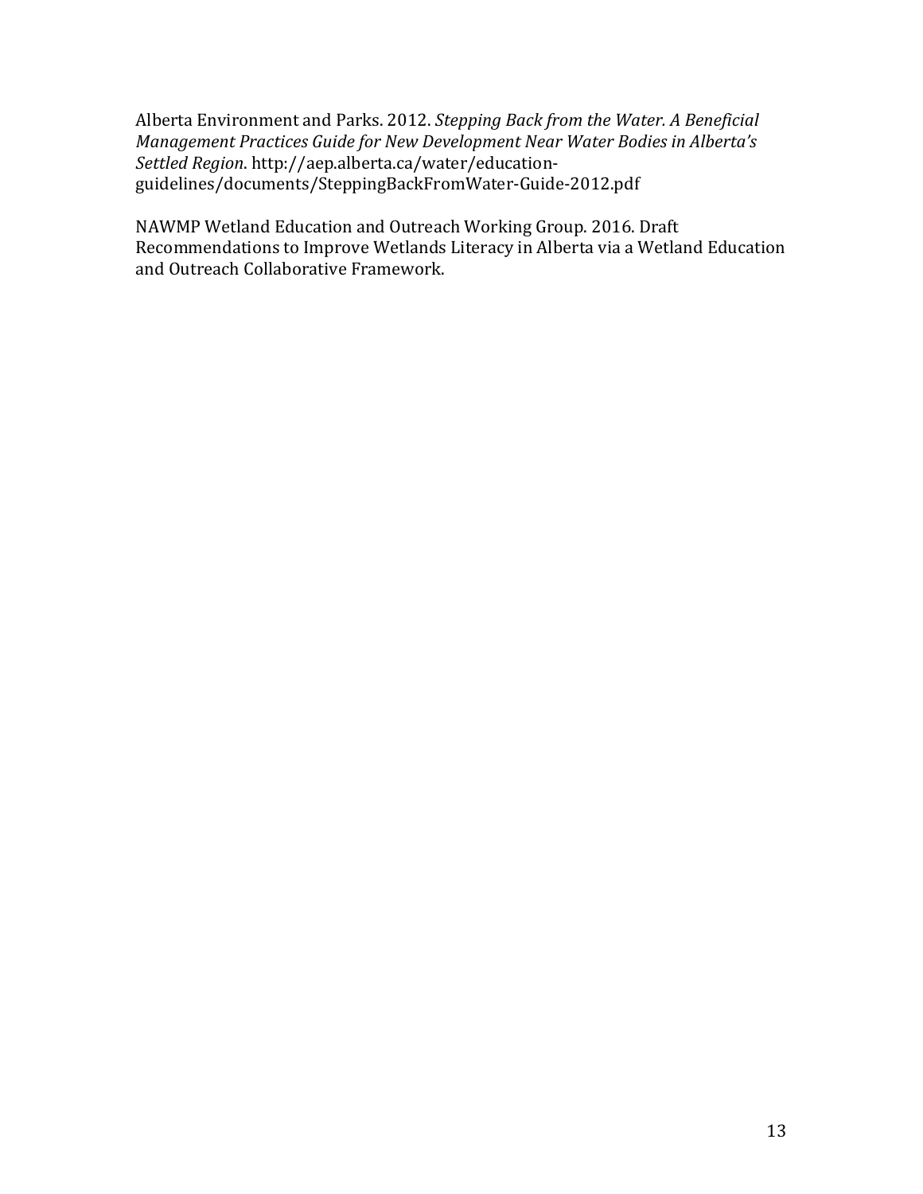Alberta Environment and Parks. 2012. *Stepping Back from the Water. A Beneficial Management Practices Guide for New Development Near Water Bodies in Alberta's Settled Region.* http://aep.alberta.ca/water/education-guidelines/documents/SteppingBackFromWater-Guide-2012.pdf

NAWMP Wetland Education and Outreach Working Group. 2016. Draft Recommendations to Improve Wetlands Literacy in Alberta via a Wetland Education and Outreach Collaborative Framework.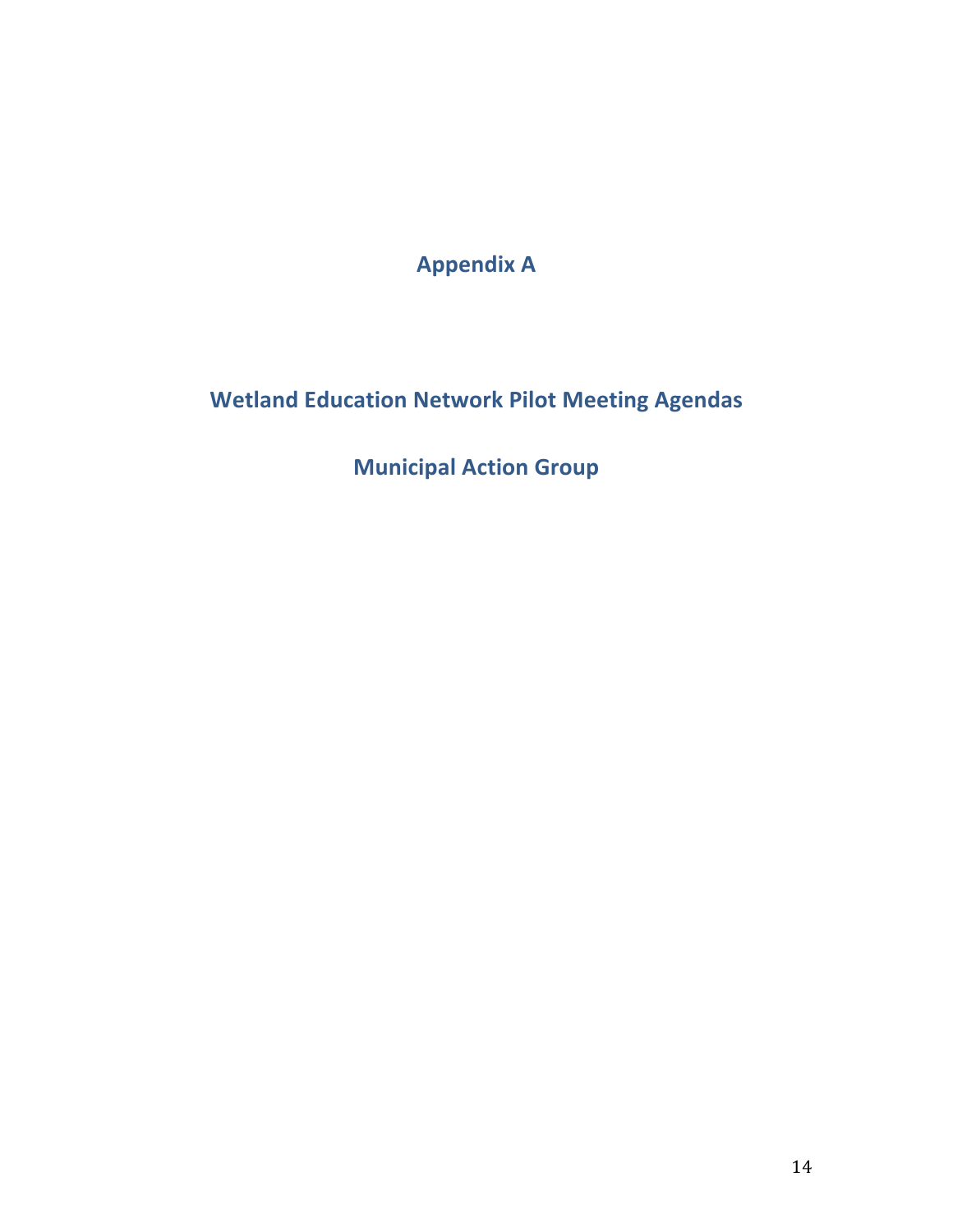# Appendix A

## Wetland Education Network Pilot Meeting Agendas

## Municipal Action Group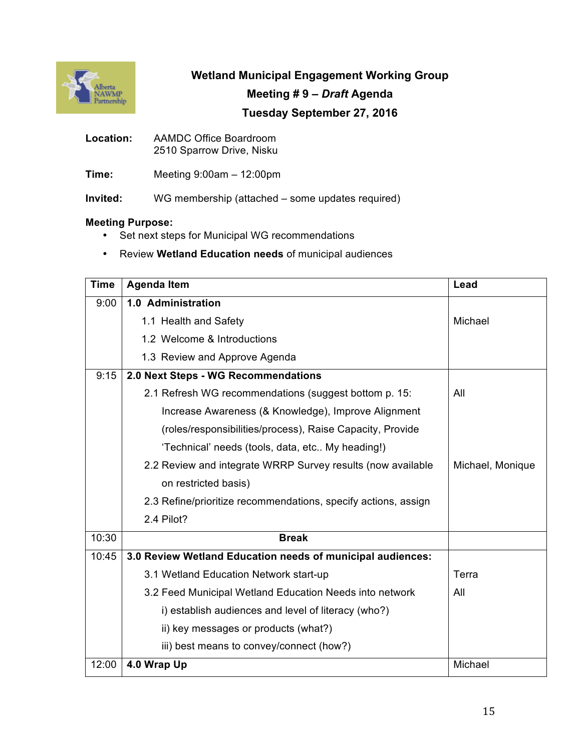# Wetland Municipal Engagement Working Group

## Meeting # 9 – *Draft* Agenda

## Tuesday September 27, 2016

**Location:** AAMDC Office Boardroom
2510 Sparrow Drive, Nisku

**Time:** Meeting 9:00am – 12:00pm

**Invited:** WG membership (attached – some updates required)

**Meeting Purpose:**

- Set next steps for Municipal WG recommendations
- Review **Wetland Education needs** of municipal audiences

| Time | Agenda Item | Lead |
|---|---|---|
| 9:00 | **1.0 Administration** | |
| | 1.1 Health and Safety | Michael |
| | 1.2 Welcome & Introductions | |
| | 1.3 Review and Approve Agenda | |
| 9:15 | **2.0 Next Steps - WG Recommendations** | |
| | 2.1 Refresh WG recommendations (suggest bottom p. 15: Increase Awareness (& Knowledge), Improve Alignment (roles/responsibilities/process), Raise Capacity, Provide 'Technical' needs (tools, data, etc.. My heading!) | All |
| | 2.2 Review and integrate WRRP Survey results (now available on restricted basis) | Michael, Monique |
| | 2.3 Refine/prioritize recommendations, specify actions, assign | |
| | 2.4 Pilot? | |
| 10:30 | **Break** | |
| 10:45 | **3.0 Review Wetland Education needs of municipal audiences:** | |
| | 3.1 Wetland Education Network start-up | Terra |
| | 3.2 Feed Municipal Wetland Education Needs into network | All |
| | i) establish audiences and level of literacy (who?) | |
| | ii) key messages or products (what?) | |
| | iii) best means to convey/connect (how?) | |
| 12:00 | **4.0 Wrap Up** | Michael |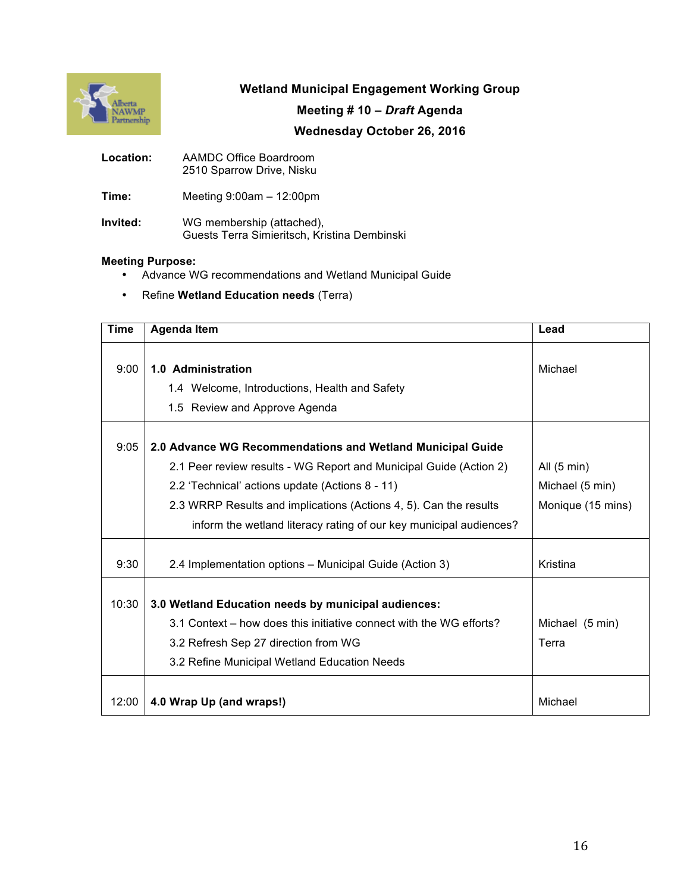**Wetland Municipal Engagement Working Group**

**Meeting # 10 – *Draft* Agenda**

**Wednesday October 26, 2016**

**Location:** AAMDC Office Boardroom
2510 Sparrow Drive, Nisku

**Time:** Meeting 9:00am – 12:00pm

**Invited:** WG membership (attached),
Guests Terra Simieritsch, Kristina Dembinski

**Meeting Purpose:**

- Advance WG recommendations and Wetland Municipal Guide
- Refine **Wetland Education needs** (Terra)

| Time | Agenda Item | Lead |
|---|---|---|
| 9:00 | **1.0 Administration**<br>1.4 Welcome, Introductions, Health and Safety<br>1.5 Review and Approve Agenda | Michael |
| 9:05 | **2.0 Advance WG Recommendations and Wetland Municipal Guide**<br>2.1 Peer review results - WG Report and Municipal Guide (Action 2)<br>2.2 'Technical' actions update (Actions 8 - 11)<br>2.3 WRRP Results and implications (Actions 4, 5). Can the results inform the wetland literacy rating of our key municipal audiences? | <br>All (5 min)<br>Michael (5 min)<br>Monique (15 mins) |
| 9:30 | 2.4 Implementation options – Municipal Guide (Action 3) | Kristina |
| 10:30 | **3.0 Wetland Education needs by municipal audiences:**<br>3.1 Context – how does this initiative connect with the WG efforts?<br>3.2 Refresh Sep 27 direction from WG<br>3.2 Refine Municipal Wetland Education Needs | <br>Michael (5 min)<br>Terra |
| 12:00 | **4.0 Wrap Up (and wraps!)** | Michael |